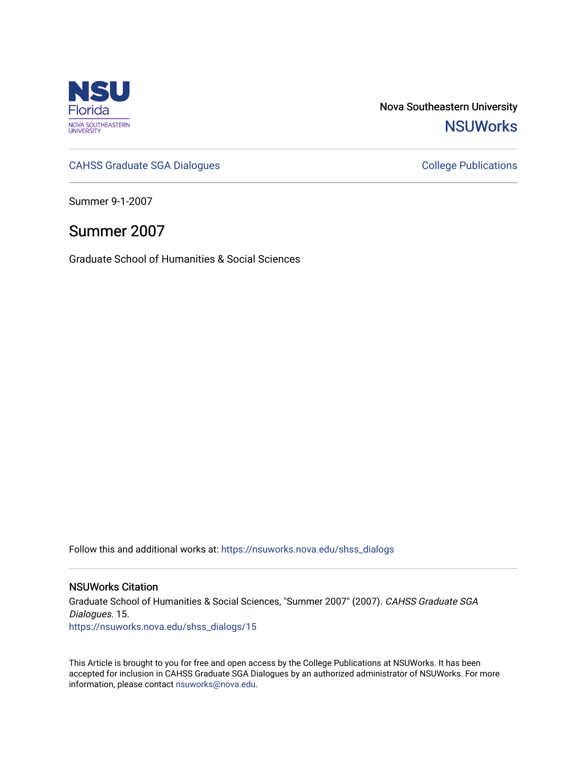NSU Florida
NOVA SOUTHEASTERN UNIVERSITY

Nova Southeastern University
**NSUWorks**

CAHSS Graduate SGA Dialogues

College Publications

Summer 9-1-2007

# Summer 2007

Graduate School of Humanities & Social Sciences

Follow this and additional works at: https://nsuworks.nova.edu/shss_dialogs

## NSUWorks Citation

Graduate School of Humanities & Social Sciences, "Summer 2007" (2007). *CAHSS Graduate SGA Dialogues*. 15.
https://nsuworks.nova.edu/shss_dialogs/15

This Article is brought to you for free and open access by the College Publications at NSUWorks. It has been accepted for inclusion in CAHSS Graduate SGA Dialogues by an authorized administrator of NSUWorks. For more information, please contact nsuworks@nova.edu.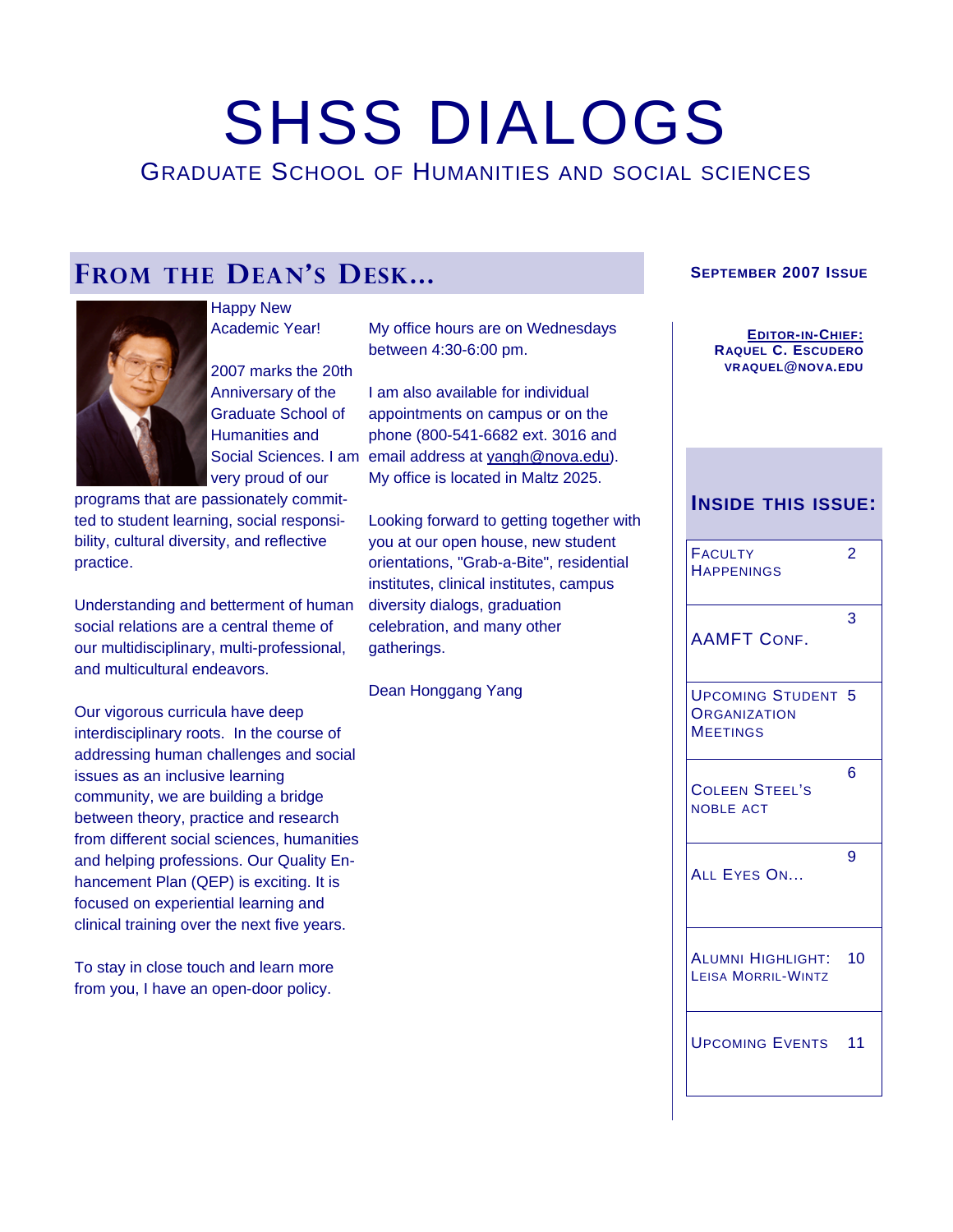# SHSS DIALOGS

## Graduate School of Humanities and Social Sciences

**September 2007 Issue**

**Editor-in-Chief:**
**Raquel C. Escudero**
**vraquel@nova.edu**

## From the Dean's Desk...

Happy New Academic Year!

2007 marks the 20th Anniversary of the Graduate School of Humanities and Social Sciences. I am very proud of our programs that are passionately committed to student learning, social responsibility, cultural diversity, and reflective practice.

Understanding and betterment of human social relations are a central theme of our multidisciplinary, multi-professional, and multicultural endeavors.

Our vigorous curricula have deep interdisciplinary roots. In the course of addressing human challenges and social issues as an inclusive learning community, we are building a bridge between theory, practice and research from different social sciences, humanities and helping professions. Our Quality Enhancement Plan (QEP) is exciting. It is focused on experiential learning and clinical training over the next five years.

To stay in close touch and learn more from you, I have an open-door policy.

My office hours are on Wednesdays between 4:30-6:00 pm.

I am also available for individual appointments on campus or on the phone (800-541-6682 ext. 3016 and email address at yangh@nova.edu). My office is located in Maltz 2025.

Looking forward to getting together with you at our open house, new student orientations, "Grab-a-Bite", residential institutes, clinical institutes, campus diversity dialogs, graduation celebration, and many other gatherings.

Dean Honggang Yang

### Inside this issue:

| | |
|---|---|
| Faculty Happenings | 2 |
| AAMFT Conf. | 3 |
| Upcoming Student Organization Meetings | 5 |
| Coleen Steel's Noble Act | 6 |
| All Eyes On... | 9 |
| Alumni Highlight: Leisa Morril-Wintz | 10 |
| Upcoming Events | 11 |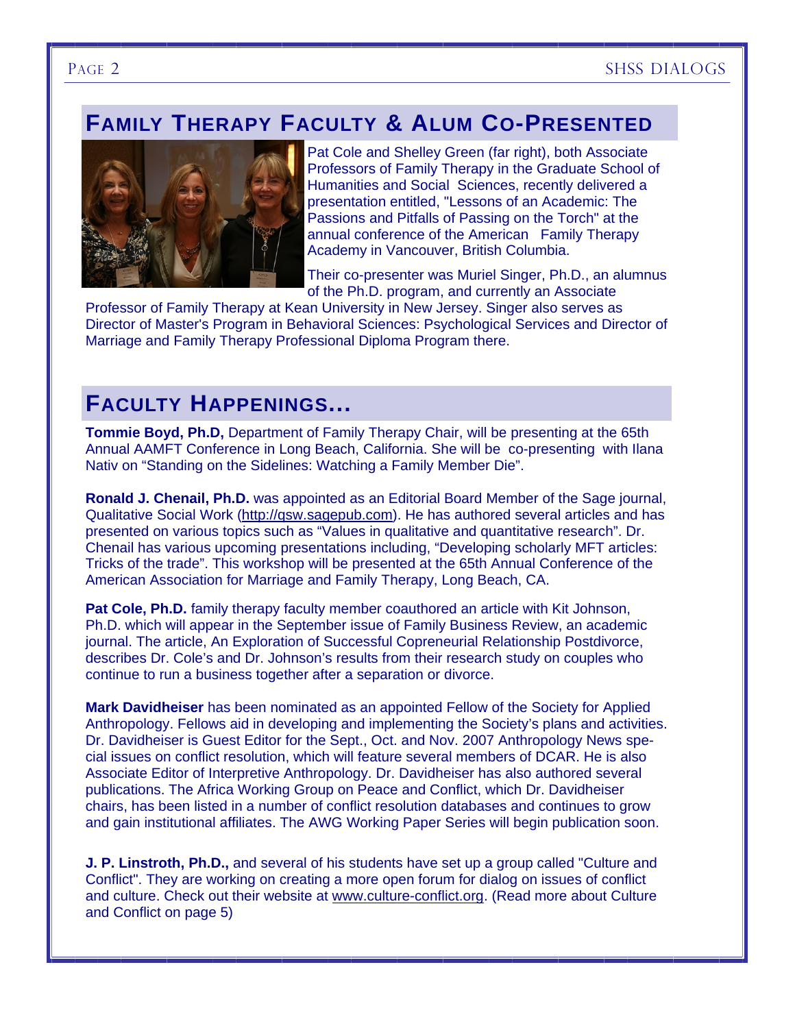## Family Therapy Faculty & Alum Co-Presented

Pat Cole and Shelley Green (far right), both Associate Professors of Family Therapy in the Graduate School of Humanities and Social Sciences, recently delivered a presentation entitled, "Lessons of an Academic: The Passions and Pitfalls of Passing on the Torch" at the annual conference of the American Family Therapy Academy in Vancouver, British Columbia.

Their co-presenter was Muriel Singer, Ph.D., an alumnus of the Ph.D. program, and currently an Associate Professor of Family Therapy at Kean University in New Jersey. Singer also serves as Director of Master's Program in Behavioral Sciences: Psychological Services and Director of Marriage and Family Therapy Professional Diploma Program there.

## Faculty Happenings...

**Tommie Boyd, Ph.D,** Department of Family Therapy Chair, will be presenting at the 65th Annual AAMFT Conference in Long Beach, California. She will be co-presenting with Ilana Nativ on "Standing on the Sidelines: Watching a Family Member Die".

**Ronald J. Chenail, Ph.D.** was appointed as an Editorial Board Member of the Sage journal, Qualitative Social Work (http://qsw.sagepub.com). He has authored several articles and has presented on various topics such as "Values in qualitative and quantitative research". Dr. Chenail has various upcoming presentations including, "Developing scholarly MFT articles: Tricks of the trade". This workshop will be presented at the 65th Annual Conference of the American Association for Marriage and Family Therapy, Long Beach, CA.

**Pat Cole, Ph.D.** family therapy faculty member coauthored an article with Kit Johnson, Ph.D. which will appear in the September issue of Family Business Review, an academic journal. The article, An Exploration of Successful Copreneurial Relationship Postdivorce, describes Dr. Cole's and Dr. Johnson's results from their research study on couples who continue to run a business together after a separation or divorce.

**Mark Davidheiser** has been nominated as an appointed Fellow of the Society for Applied Anthropology. Fellows aid in developing and implementing the Society's plans and activities. Dr. Davidheiser is Guest Editor for the Sept., Oct. and Nov. 2007 Anthropology News special issues on conflict resolution, which will feature several members of DCAR. He is also Associate Editor of Interpretive Anthropology. Dr. Davidheiser has also authored several publications. The Africa Working Group on Peace and Conflict, which Dr. Davidheiser chairs, has been listed in a number of conflict resolution databases and continues to grow and gain institutional affiliates. The AWG Working Paper Series will begin publication soon.

**J. P. Linstroth, Ph.D.,** and several of his students have set up a group called "Culture and Conflict". They are working on creating a more open forum for dialog on issues of conflict and culture. Check out their website at www.culture-conflict.org. (Read more about Culture and Conflict on page 5)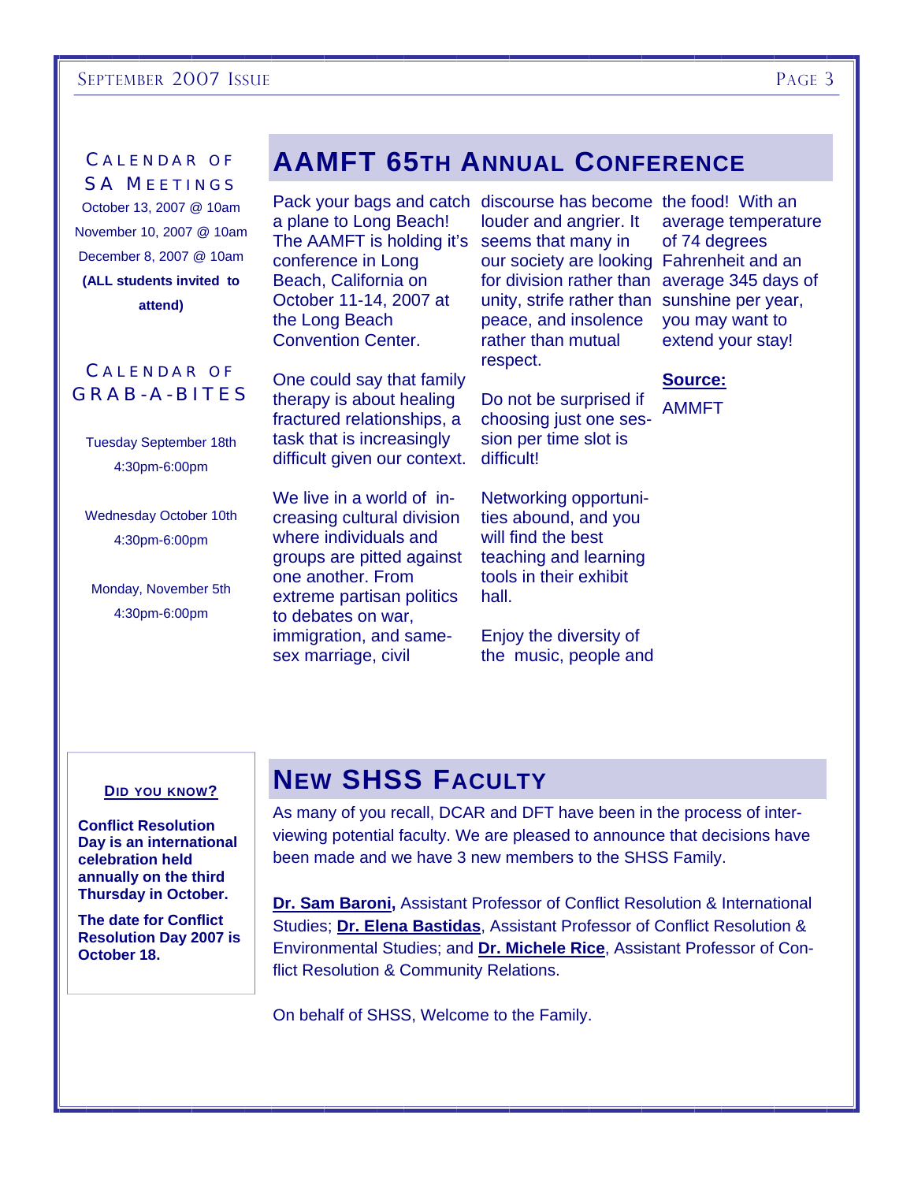## Calendar of SA Meetings

October 13, 2007 @ 10am

November 10, 2007 @ 10am

December 8, 2007 @ 10am

**(ALL students invited to attend)**

## Calendar of Grab-a-Bites

Tuesday September 18th
4:30pm-6:00pm

Wednesday October 10th
4:30pm-6:00pm

Monday, November 5th
4:30pm-6:00pm

# AAMFT 65th Annual Conference

Pack your bags and catch a plane to Long Beach! The AAMFT is holding it's conference in Long Beach, California on October 11-14, 2007 at the Long Beach Convention Center.

One could say that family therapy is about healing fractured relationships, a task that is increasingly difficult given our context.

We live in a world of increasing cultural division where individuals and groups are pitted against one another. From extreme partisan politics to debates on war, immigration, and same-sex marriage, civil discourse has become louder and angrier. It seems that many in our society are looking for division rather than unity, strife rather than peace, and insolence rather than mutual respect.

Do not be surprised if choosing just one session per time slot is difficult!

Networking opportunities abound, and you will find the best teaching and learning tools in their exhibit hall.

Enjoy the diversity of the music, people and the food! With an average temperature of 74 degrees Fahrenheit and an average 345 days of sunshine per year, you may want to extend your stay!

**Source:**

AMMFT

## Did You Know?

**Conflict Resolution Day is an international celebration held annually on the third Thursday in October.**

**The date for Conflict Resolution Day 2007 is October 18.**

# New SHSS Faculty

As many of you recall, DCAR and DFT have been in the process of interviewing potential faculty. We are pleased to announce that decisions have been made and we have 3 new members to the SHSS Family.

**Dr. Sam Baroni,** Assistant Professor of Conflict Resolution & International Studies; **Dr. Elena Bastidas**, Assistant Professor of Conflict Resolution & Environmental Studies; and **Dr. Michele Rice**, Assistant Professor of Conflict Resolution & Community Relations.

On behalf of SHSS, Welcome to the Family.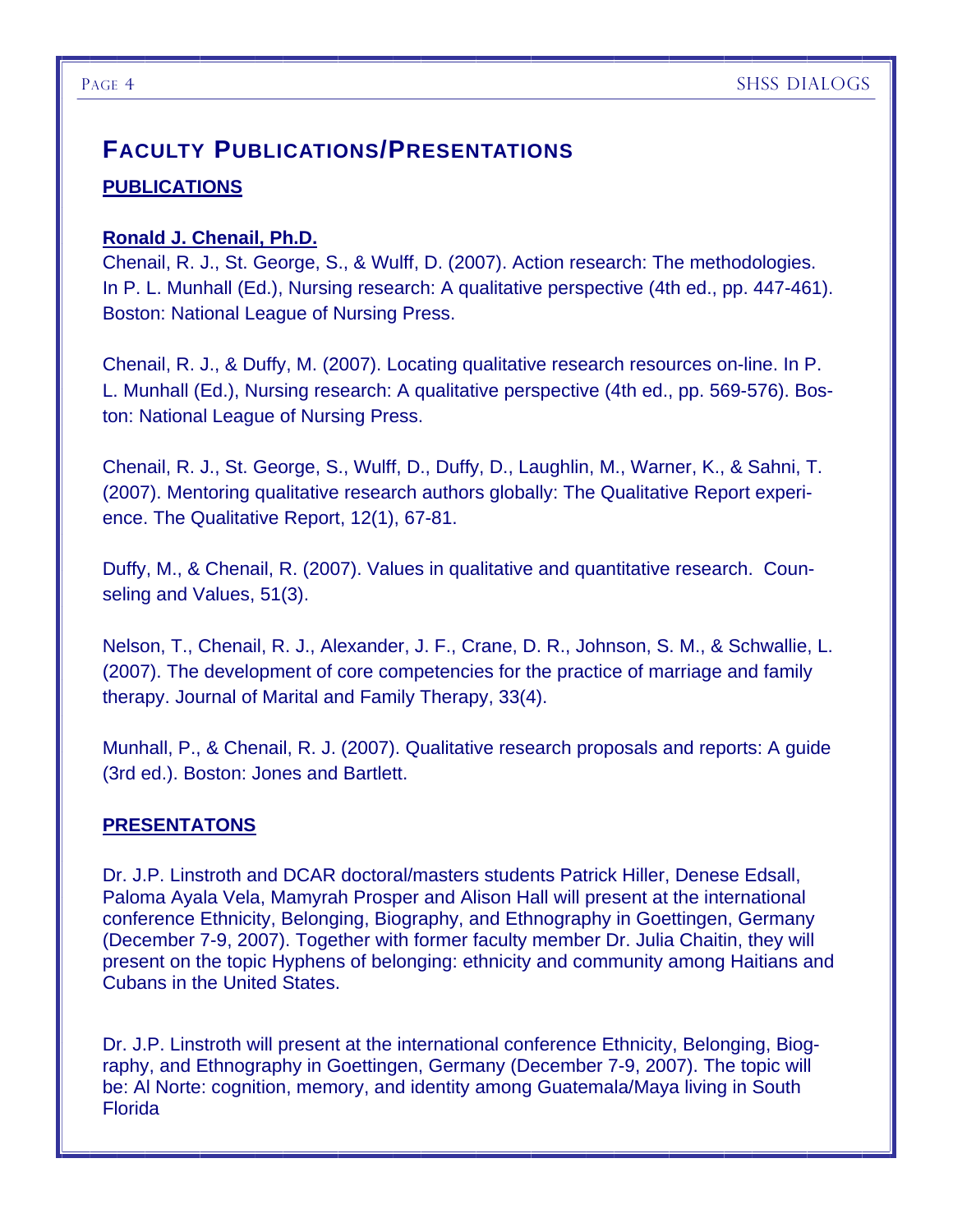## Faculty Publications/Presentations

### PUBLICATIONS

**Ronald J. Chenail, Ph.D.**

Chenail, R. J., St. George, S., & Wulff, D. (2007). Action research: The methodologies. In P. L. Munhall (Ed.), Nursing research: A qualitative perspective (4th ed., pp. 447-461). Boston: National League of Nursing Press.

Chenail, R. J., & Duffy, M. (2007). Locating qualitative research resources on-line. In P. L. Munhall (Ed.), Nursing research: A qualitative perspective (4th ed., pp. 569-576). Boston: National League of Nursing Press.

Chenail, R. J., St. George, S., Wulff, D., Duffy, D., Laughlin, M., Warner, K., & Sahni, T. (2007). Mentoring qualitative research authors globally: The Qualitative Report experience. The Qualitative Report, 12(1), 67-81.

Duffy, M., & Chenail, R. (2007). Values in qualitative and quantitative research. Counseling and Values, 51(3).

Nelson, T., Chenail, R. J., Alexander, J. F., Crane, D. R., Johnson, S. M., & Schwallie, L. (2007). The development of core competencies for the practice of marriage and family therapy. Journal of Marital and Family Therapy, 33(4).

Munhall, P., & Chenail, R. J. (2007). Qualitative research proposals and reports: A guide (3rd ed.). Boston: Jones and Bartlett.

### PRESENTATONS

Dr. J.P. Linstroth and DCAR doctoral/masters students Patrick Hiller, Denese Edsall, Paloma Ayala Vela, Mamyrah Prosper and Alison Hall will present at the international conference Ethnicity, Belonging, Biography, and Ethnography in Goettingen, Germany (December 7-9, 2007). Together with former faculty member Dr. Julia Chaitin, they will present on the topic Hyphens of belonging: ethnicity and community among Haitians and Cubans in the United States.

Dr. J.P. Linstroth will present at the international conference Ethnicity, Belonging, Biography, and Ethnography in Goettingen, Germany (December 7-9, 2007). The topic will be: Al Norte: cognition, memory, and identity among Guatemala/Maya living in South Florida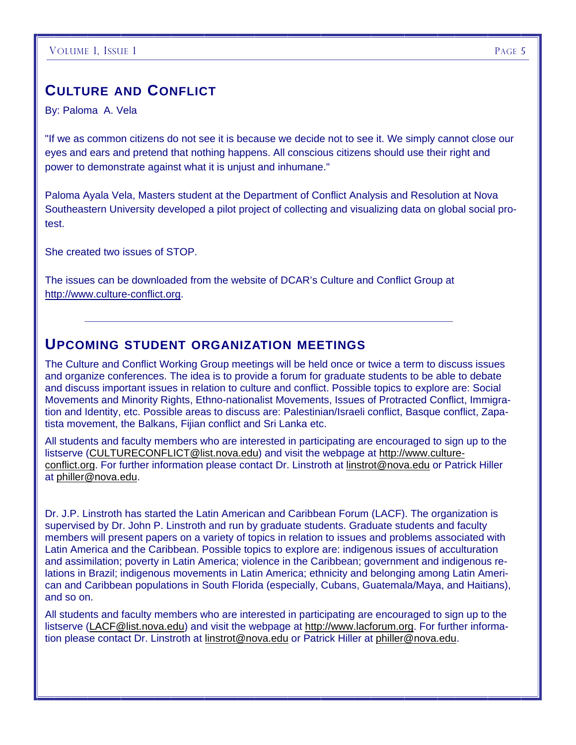## CULTURE AND CONFLICT

By: Paloma A. Vela

"If we as common citizens do not see it is because we decide not to see it. We simply cannot close our eyes and ears and pretend that nothing happens. All conscious citizens should use their right and power to demonstrate against what it is unjust and inhumane."

Paloma Ayala Vela, Masters student at the Department of Conflict Analysis and Resolution at Nova Southeastern University developed a pilot project of collecting and visualizing data on global social protest.

She created two issues of STOP.

The issues can be downloaded from the website of DCAR's Culture and Conflict Group at http://www.culture-conflict.org.

---

## UPCOMING STUDENT ORGANIZATION MEETINGS

The Culture and Conflict Working Group meetings will be held once or twice a term to discuss issues and organize conferences. The idea is to provide a forum for graduate students to be able to debate and discuss important issues in relation to culture and conflict. Possible topics to explore are: Social Movements and Minority Rights, Ethno-nationalist Movements, Issues of Protracted Conflict, Immigration and Identity, etc. Possible areas to discuss are: Palestinian/Israeli conflict, Basque conflict, Zapatista movement, the Balkans, Fijian conflict and Sri Lanka etc.

All students and faculty members who are interested in participating are encouraged to sign up to the listserve (CULTURECONFLICT@list.nova.edu) and visit the webpage at http://www.culture-conflict.org. For further information please contact Dr. Linstroth at linstrot@nova.edu or Patrick Hiller at philler@nova.edu.

Dr. J.P. Linstroth has started the Latin American and Caribbean Forum (LACF). The organization is supervised by Dr. John P. Linstroth and run by graduate students. Graduate students and faculty members will present papers on a variety of topics in relation to issues and problems associated with Latin America and the Caribbean. Possible topics to explore are: indigenous issues of acculturation and assimilation; poverty in Latin America; violence in the Caribbean; government and indigenous relations in Brazil; indigenous movements in Latin America; ethnicity and belonging among Latin American and Caribbean populations in South Florida (especially, Cubans, Guatemala/Maya, and Haitians), and so on.

All students and faculty members who are interested in participating are encouraged to sign up to the listserve (LACF@list.nova.edu) and visit the webpage at http://www.lacforum.org. For further information please contact Dr. Linstroth at linstrot@nova.edu or Patrick Hiller at philler@nova.edu.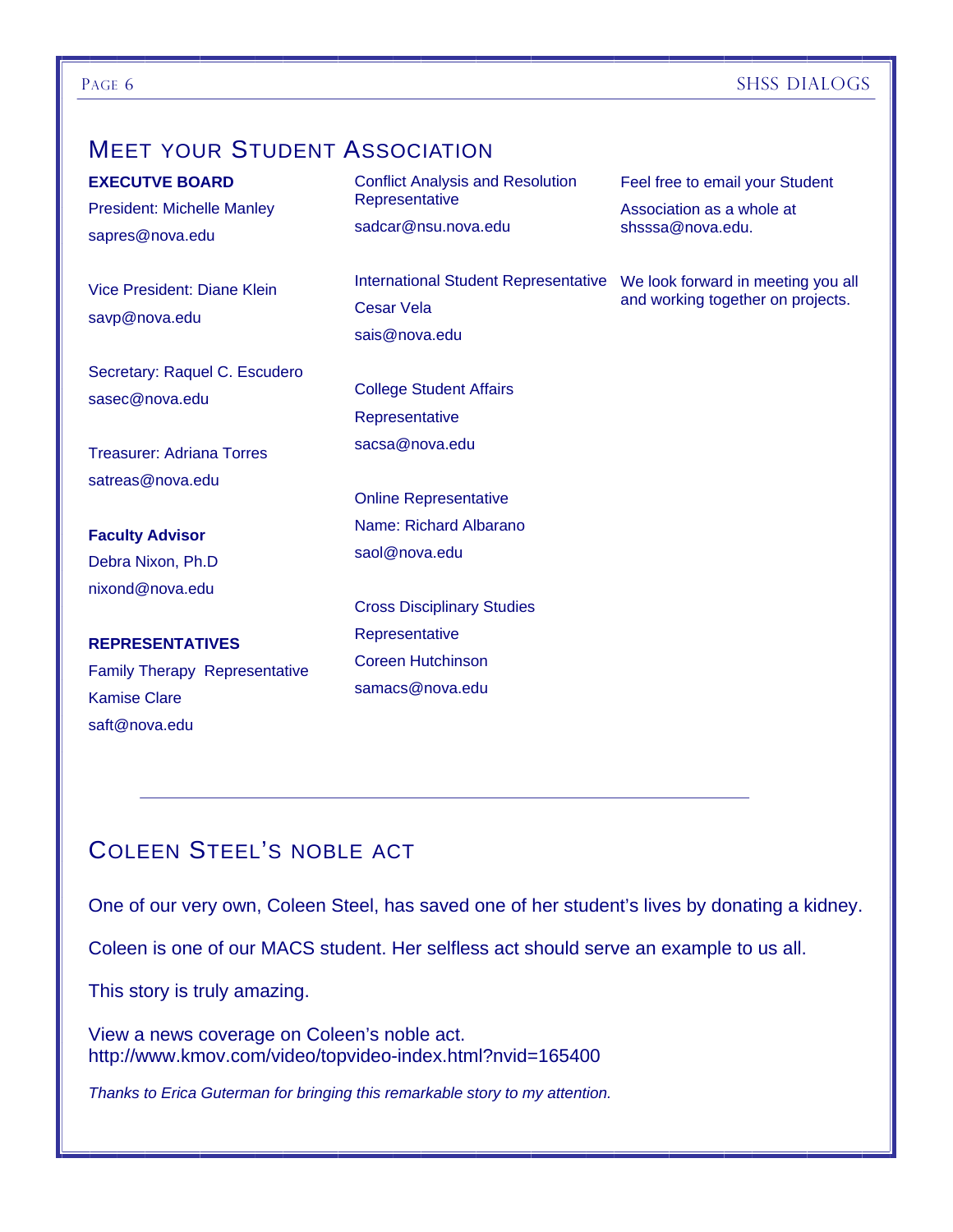## Meet your Student Association

**EXECUTVE BOARD**

President: Michelle Manley

sapres@nova.edu

Vice President: Diane Klein

savp@nova.edu

Secretary: Raquel C. Escudero

sasec@nova.edu

Treasurer: Adriana Torres

satreas@nova.edu

**Faculty Advisor**

Debra Nixon, Ph.D

nixond@nova.edu

**REPRESENTATIVES**

Family Therapy Representative

Kamise Clare

saft@nova.edu

Conflict Analysis and Resolution Representative

sadcar@nsu.nova.edu

International Student Representative

Cesar Vela

sais@nova.edu

College Student Affairs Representative

sacsa@nova.edu

Online Representative

Name: Richard Albarano

saol@nova.edu

Cross Disciplinary Studies Representative

Coreen Hutchinson

samacs@nova.edu

Feel free to email your Student Association as a whole at shsssa@nova.edu.

We look forward in meeting you all and working together on projects.

---

## Coleen Steel's noble act

One of our very own, Coleen Steel, has saved one of her student's lives by donating a kidney.

Coleen is one of our MACS student. Her selfless act should serve an example to us all.

This story is truly amazing.

View a news coverage on Coleen's noble act.
http://www.kmov.com/video/topvideo-index.html?nvid=165400

*Thanks to Erica Guterman for bringing this remarkable story to my attention.*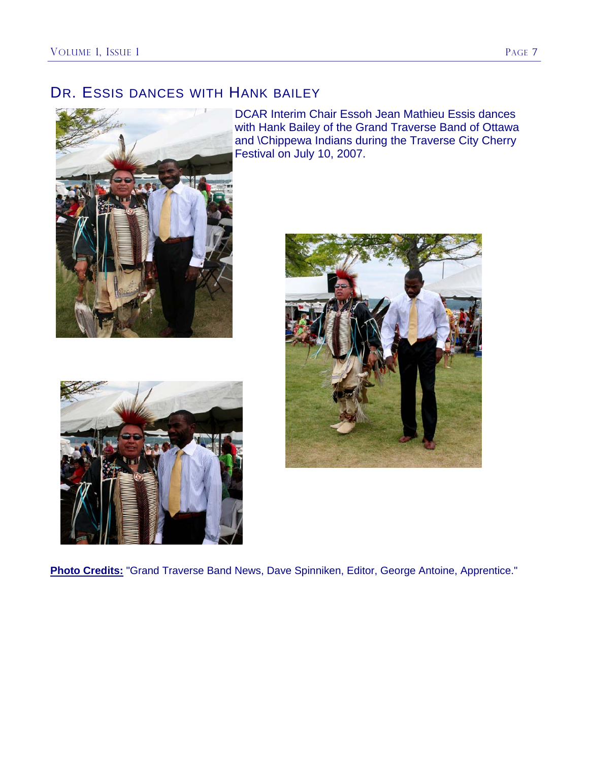## DR. ESSIS DANCES WITH HANK BAILEY

DCAR Interim Chair Essoh Jean Mathieu Essis dances with Hank Bailey of the Grand Traverse Band of Ottawa and \Chippewa Indians during the Traverse City Cherry Festival on July 10, 2007.

**Photo Credits:** "Grand Traverse Band News, Dave Spinniken, Editor, George Antoine, Apprentice."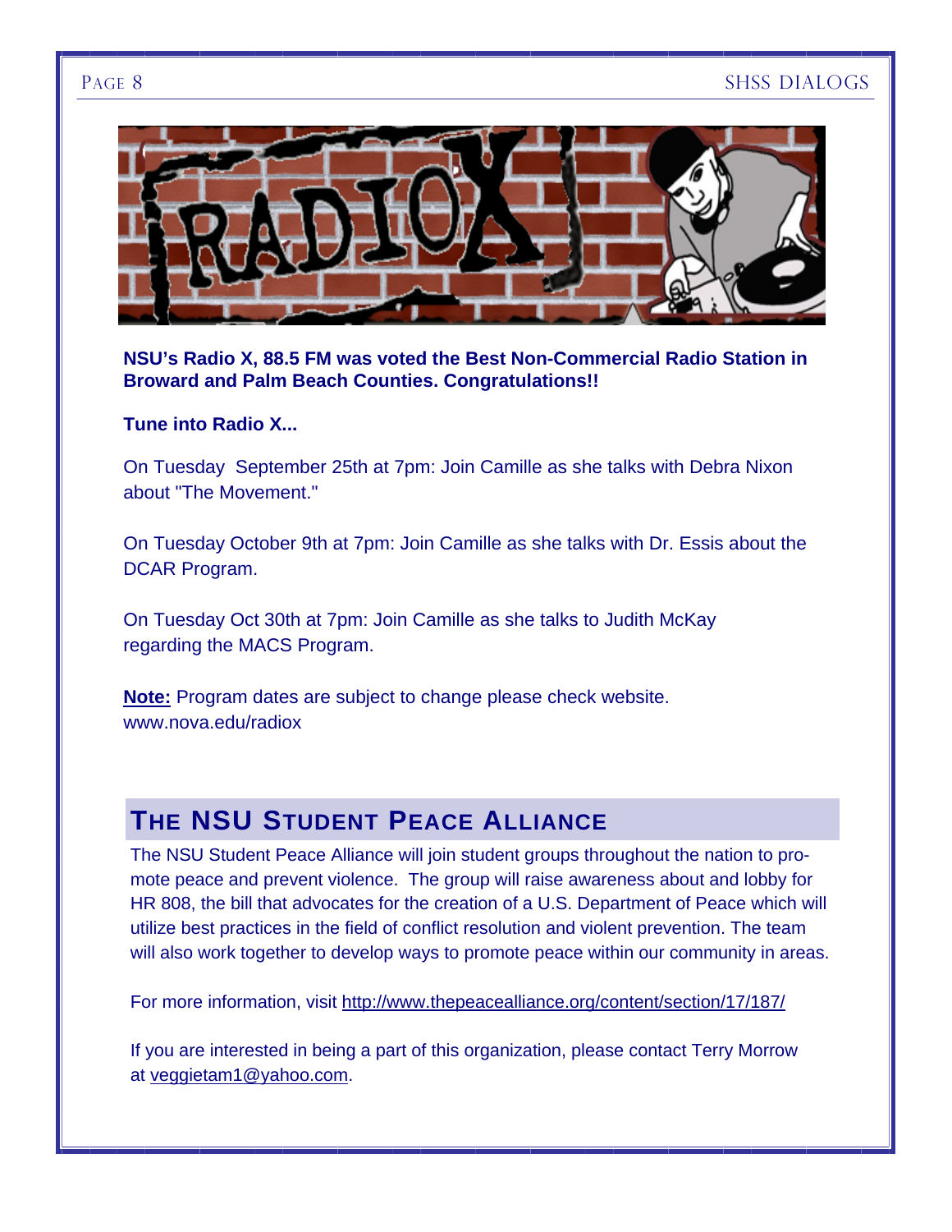**NSU's Radio X, 88.5 FM was voted the Best Non-Commercial Radio Station in Broward and Palm Beach Counties. Congratulations!!**

**Tune into Radio X...**

On Tuesday September 25th at 7pm: Join Camille as she talks with Debra Nixon about "The Movement."

On Tuesday October 9th at 7pm: Join Camille as she talks with Dr. Essis about the DCAR Program.

On Tuesday Oct 30th at 7pm: Join Camille as she talks to Judith McKay regarding the MACS Program.

**Note:** Program dates are subject to change please check website. www.nova.edu/radiox

## The NSU Student Peace Alliance

The NSU Student Peace Alliance will join student groups throughout the nation to promote peace and prevent violence. The group will raise awareness about and lobby for HR 808, the bill that advocates for the creation of a U.S. Department of Peace which will utilize best practices in the field of conflict resolution and violent prevention. The team will also work together to develop ways to promote peace within our community in areas.

For more information, visit http://www.thepeacealliance.org/content/section/17/187/

If you are interested in being a part of this organization, please contact Terry Morrow at veggietam1@yahoo.com.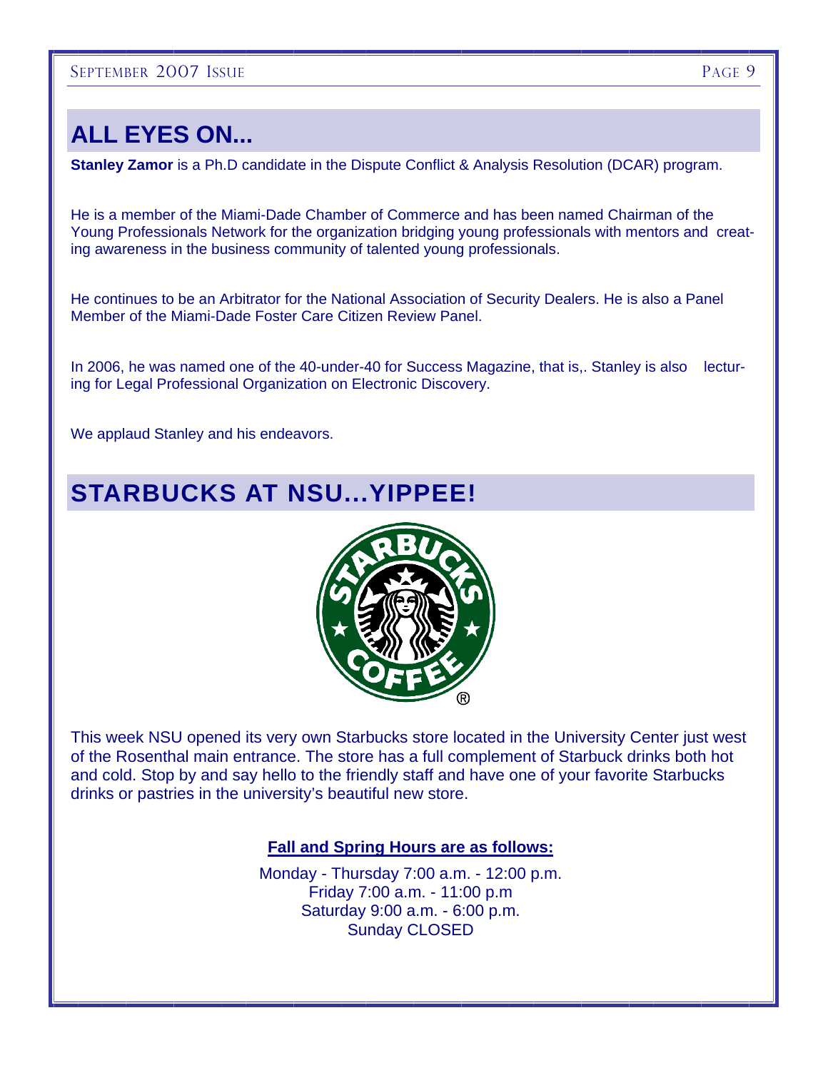## ALL EYES ON...

**Stanley Zamor** is a Ph.D candidate in the Dispute Conflict & Analysis Resolution (DCAR) program.

He is a member of the Miami-Dade Chamber of Commerce and has been named Chairman of the Young Professionals Network for the organization bridging young professionals with mentors and creating awareness in the business community of talented young professionals.

He continues to be an Arbitrator for the National Association of Security Dealers. He is also a Panel Member of the Miami-Dade Foster Care Citizen Review Panel.

In 2006, he was named one of the 40-under-40 for Success Magazine, that is,. Stanley is also lecturing for Legal Professional Organization on Electronic Discovery.

We applaud Stanley and his endeavors.

## STARBUCKS AT NSU...YIPPEE!

This week NSU opened its very own Starbucks store located in the University Center just west of the Rosenthal main entrance. The store has a full complement of Starbuck drinks both hot and cold. Stop by and say hello to the friendly staff and have one of your favorite Starbucks drinks or pastries in the university's beautiful new store.

**Fall and Spring Hours are as follows:**

Monday - Thursday 7:00 a.m. - 12:00 p.m.
Friday 7:00 a.m. - 11:00 p.m
Saturday 9:00 a.m. - 6:00 p.m.
Sunday CLOSED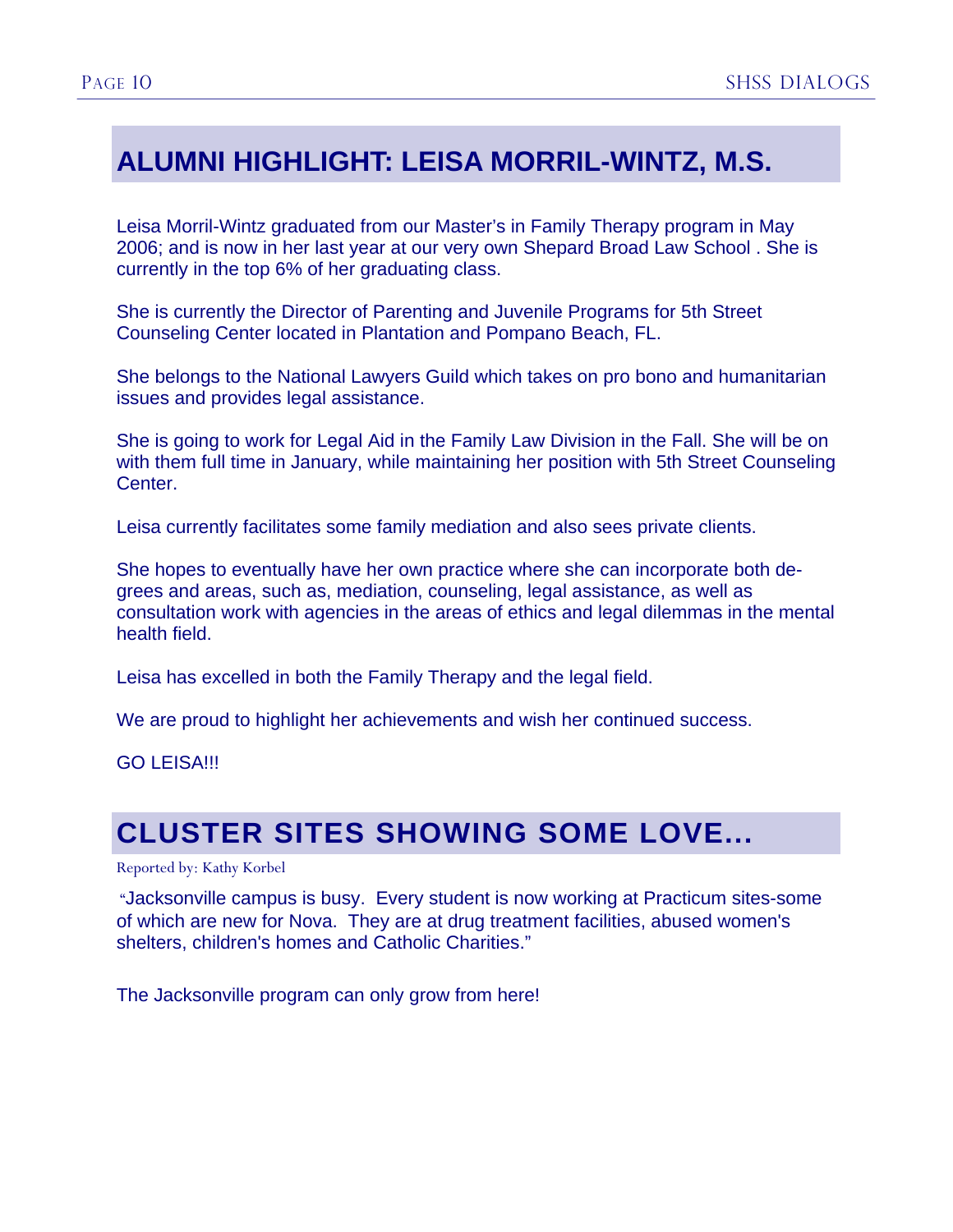## ALUMNI HIGHLIGHT: LEISA MORRIL-WINTZ, M.S.

Leisa Morril-Wintz graduated from our Master's in Family Therapy program in May 2006; and is now in her last year at our very own Shepard Broad Law School . She is currently in the top 6% of her graduating class.

She is currently the Director of Parenting and Juvenile Programs for 5th Street Counseling Center located in Plantation and Pompano Beach, FL.

She belongs to the National Lawyers Guild which takes on pro bono and humanitarian issues and provides legal assistance.

She is going to work for Legal Aid in the Family Law Division in the Fall. She will be on with them full time in January, while maintaining her position with 5th Street Counseling Center.

Leisa currently facilitates some family mediation and also sees private clients.

She hopes to eventually have her own practice where she can incorporate both degrees and areas, such as, mediation, counseling, legal assistance, as well as consultation work with agencies in the areas of ethics and legal dilemmas in the mental health field.

Leisa has excelled in both the Family Therapy and the legal field.

We are proud to highlight her achievements and wish her continued success.

GO LEISA!!!

## CLUSTER SITES SHOWING SOME LOVE...

Reported by: Kathy Korbel

"Jacksonville campus is busy. Every student is now working at Practicum sites-some of which are new for Nova. They are at drug treatment facilities, abused women's shelters, children's homes and Catholic Charities."

The Jacksonville program can only grow from here!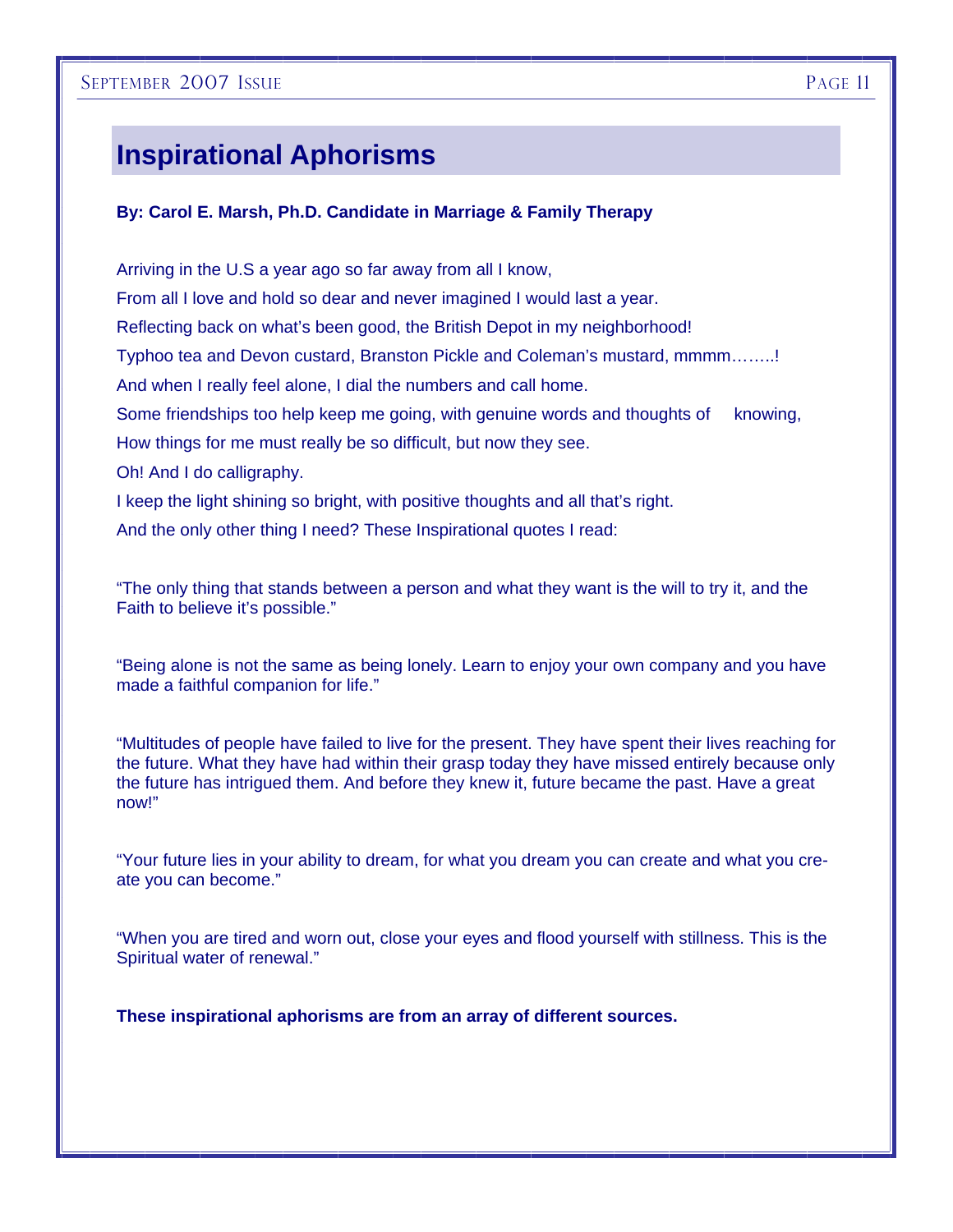# Inspirational Aphorisms

**By: Carol E. Marsh, Ph.D. Candidate in Marriage & Family Therapy**

Arriving in the U.S a year ago so far away from all I know,

From all I love and hold so dear and never imagined I would last a year.

Reflecting back on what's been good, the British Depot in my neighborhood!

Typhoo tea and Devon custard, Branston Pickle and Coleman's mustard, mmmm……..!

And when I really feel alone, I dial the numbers and call home.

Some friendships too help keep me going, with genuine words and thoughts of knowing,

How things for me must really be so difficult, but now they see.

Oh! And I do calligraphy.

I keep the light shining so bright, with positive thoughts and all that's right.

And the only other thing I need? These Inspirational quotes I read:

"The only thing that stands between a person and what they want is the will to try it, and the Faith to believe it's possible."

"Being alone is not the same as being lonely. Learn to enjoy your own company and you have made a faithful companion for life."

"Multitudes of people have failed to live for the present. They have spent their lives reaching for the future. What they have had within their grasp today they have missed entirely because only the future has intrigued them. And before they knew it, future became the past. Have a great now!"

"Your future lies in your ability to dream, for what you dream you can create and what you create you can become."

"When you are tired and worn out, close your eyes and flood yourself with stillness. This is the Spiritual water of renewal."

**These inspirational aphorisms are from an array of different sources.**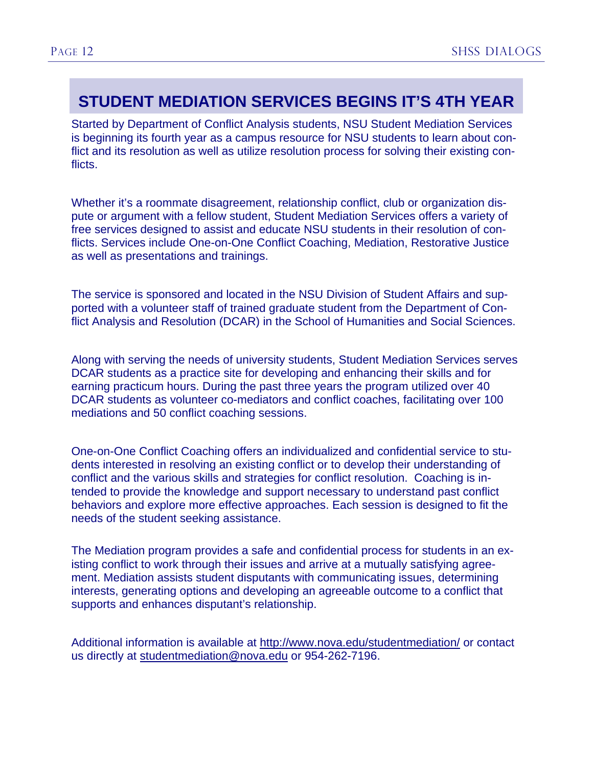## STUDENT MEDIATION SERVICES BEGINS IT'S 4TH YEAR

Started by Department of Conflict Analysis students, NSU Student Mediation Services is beginning its fourth year as a campus resource for NSU students to learn about conflict and its resolution as well as utilize resolution process for solving their existing conflicts.

Whether it's a roommate disagreement, relationship conflict, club or organization dispute or argument with a fellow student, Student Mediation Services offers a variety of free services designed to assist and educate NSU students in their resolution of conflicts. Services include One-on-One Conflict Coaching, Mediation, Restorative Justice as well as presentations and trainings.

The service is sponsored and located in the NSU Division of Student Affairs and supported with a volunteer staff of trained graduate student from the Department of Conflict Analysis and Resolution (DCAR) in the School of Humanities and Social Sciences.

Along with serving the needs of university students, Student Mediation Services serves DCAR students as a practice site for developing and enhancing their skills and for earning practicum hours. During the past three years the program utilized over 40 DCAR students as volunteer co-mediators and conflict coaches, facilitating over 100 mediations and 50 conflict coaching sessions.

One-on-One Conflict Coaching offers an individualized and confidential service to students interested in resolving an existing conflict or to develop their understanding of conflict and the various skills and strategies for conflict resolution. Coaching is intended to provide the knowledge and support necessary to understand past conflict behaviors and explore more effective approaches. Each session is designed to fit the needs of the student seeking assistance.

The Mediation program provides a safe and confidential process for students in an existing conflict to work through their issues and arrive at a mutually satisfying agreement. Mediation assists student disputants with communicating issues, determining interests, generating options and developing an agreeable outcome to a conflict that supports and enhances disputant's relationship.

Additional information is available at http://www.nova.edu/studentmediation/ or contact us directly at studentmediation@nova.edu or 954-262-7196.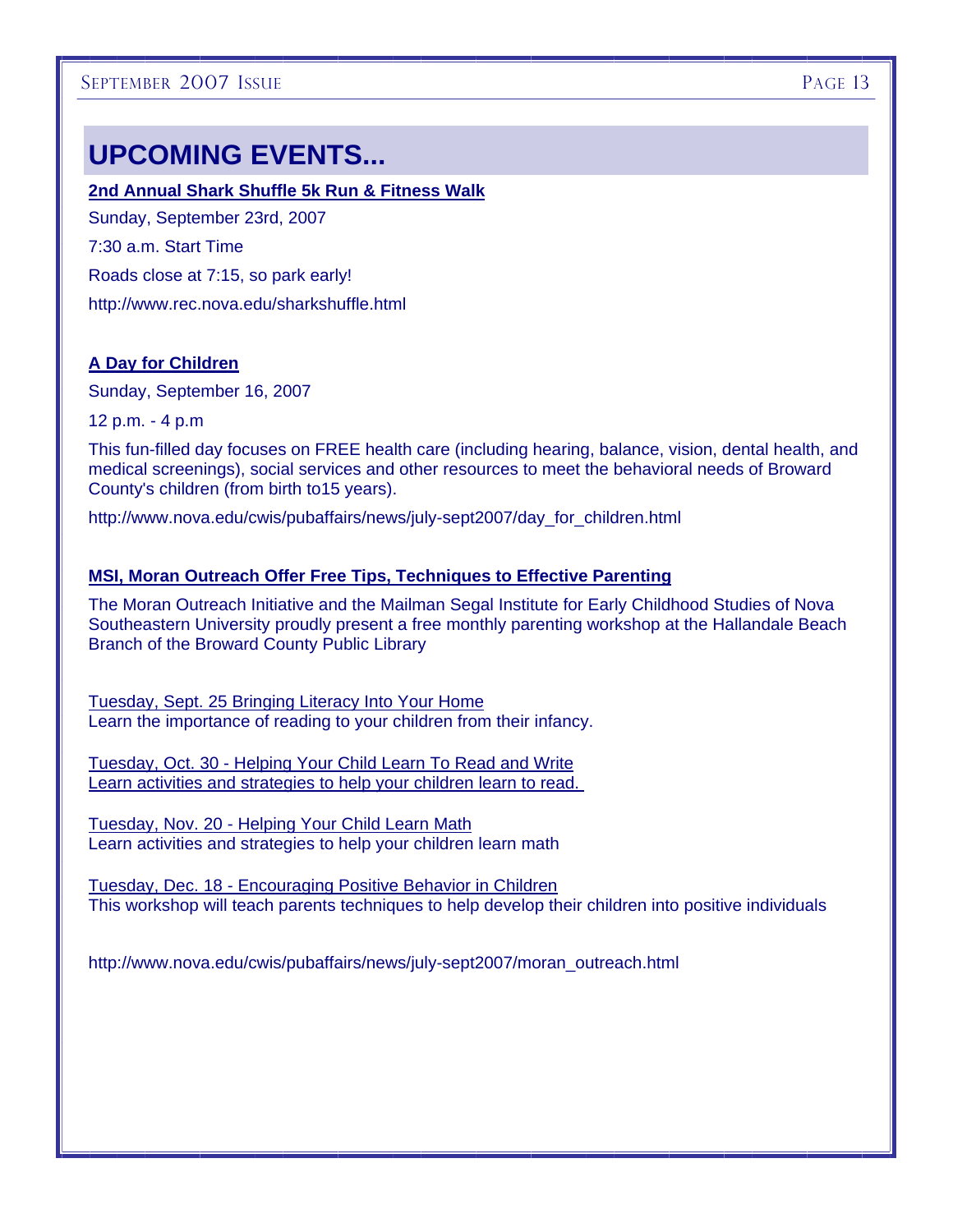# UPCOMING EVENTS...

**2nd Annual Shark Shuffle 5k Run & Fitness Walk**

Sunday, September 23rd, 2007

7:30 a.m. Start Time

Roads close at 7:15, so park early!

http://www.rec.nova.edu/sharkshuffle.html

**A Day for Children**

Sunday, September 16, 2007

12 p.m. - 4 p.m

This fun-filled day focuses on FREE health care (including hearing, balance, vision, dental health, and medical screenings), social services and other resources to meet the behavioral needs of Broward County's children (from birth to15 years).

http://www.nova.edu/cwis/pubaffairs/news/july-sept2007/day_for_children.html

**MSI, Moran Outreach Offer Free Tips, Techniques to Effective Parenting**

The Moran Outreach Initiative and the Mailman Segal Institute for Early Childhood Studies of Nova Southeastern University proudly present a free monthly parenting workshop at the Hallandale Beach Branch of the Broward County Public Library

Tuesday, Sept. 25 Bringing Literacy Into Your Home
Learn the importance of reading to your children from their infancy.

Tuesday, Oct. 30 - Helping Your Child Learn To Read and Write
Learn activities and strategies to help your children learn to read.

Tuesday, Nov. 20 - Helping Your Child Learn Math
Learn activities and strategies to help your children learn math

Tuesday, Dec. 18 - Encouraging Positive Behavior in Children
This workshop will teach parents techniques to help develop their children into positive individuals

http://www.nova.edu/cwis/pubaffairs/news/july-sept2007/moran_outreach.html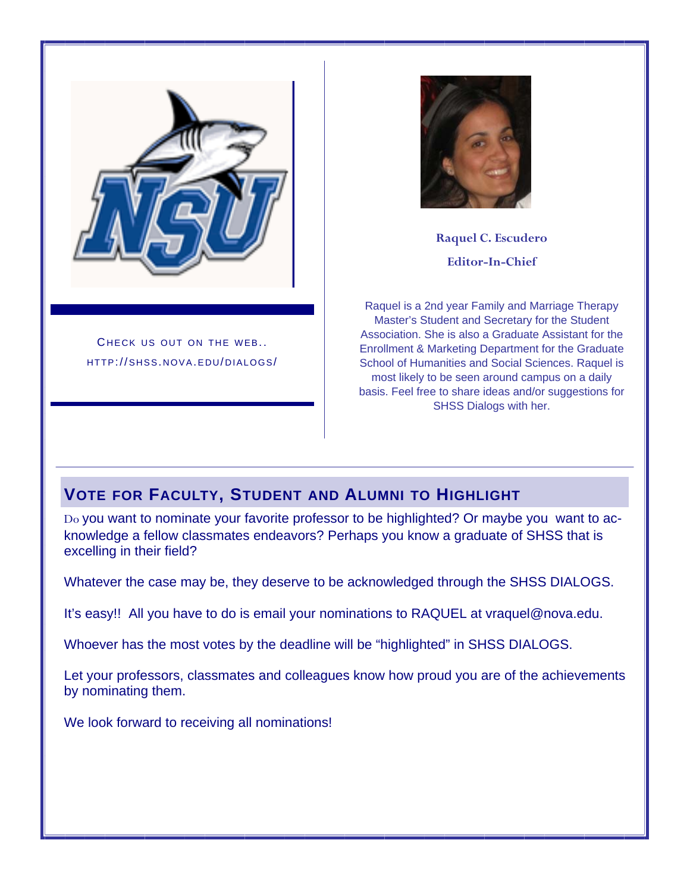CHECK US OUT ON THE WEB..
HTTP://SHSS.NOVA.EDU/DIALOGS/

**Raquel C. Escudero**

**Editor-In-Chief**

Raquel is a 2nd year Family and Marriage Therapy Master's Student and Secretary for the Student Association. She is also a Graduate Assistant for the Enrollment & Marketing Department for the Graduate School of Humanities and Social Sciences. Raquel is most likely to be seen around campus on a daily basis. Feel free to share ideas and/or suggestions for SHSS Dialogs with her.

## VOTE FOR FACULTY, STUDENT AND ALUMNI TO HIGHLIGHT

Do you want to nominate your favorite professor to be highlighted? Or maybe you want to acknowledge a fellow classmates endeavors? Perhaps you know a graduate of SHSS that is excelling in their field?

Whatever the case may be, they deserve to be acknowledged through the SHSS DIALOGS.

It's easy!! All you have to do is email your nominations to RAQUEL at vraquel@nova.edu.

Whoever has the most votes by the deadline will be "highlighted" in SHSS DIALOGS.

Let your professors, classmates and colleagues know how proud you are of the achievements by nominating them.

We look forward to receiving all nominations!